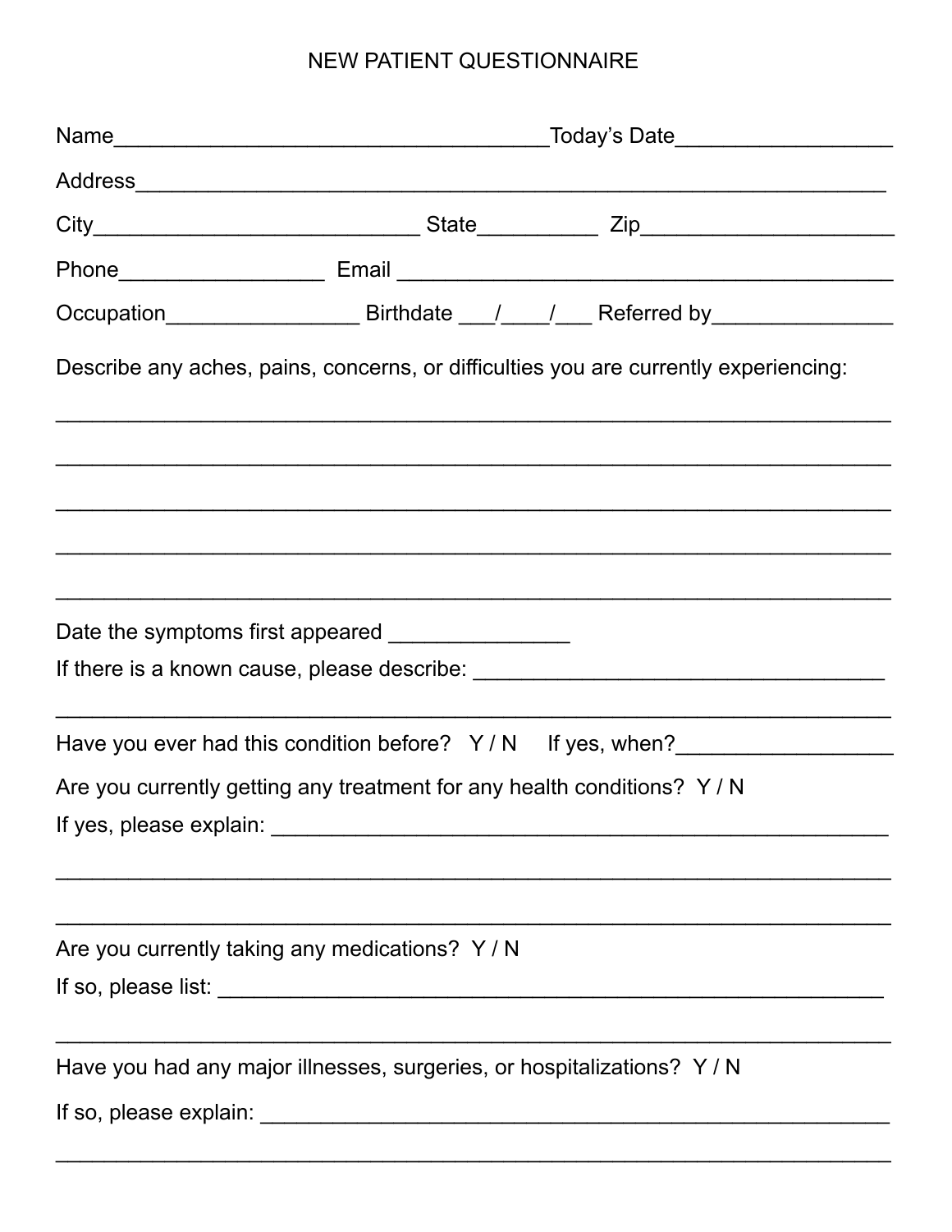# NEW PATIENT QUESTIONNAIRE

Name____________________________________Today's Date__________________

Address_______________________________________________________________

City___________________________ State__________ Zip_____________________

Phone_________________ Email _________________________________________

Occupation________________ Birthdate ___/____/___ Referred by_______________

Describe any aches, pains, concerns, or difficulties you are currently experiencing:

_____________________________________________________________________

_____________________________________________________________________

_____________________________________________________________________

_____________________________________________________________________

_____________________________________________________________________

Date the symptoms first appeared _______________

If there is a known cause, please describe: ___________________________________

_____________________________________________________________________

Have you ever had this condition before? Y / N If yes, when?__________________

Are you currently getting any treatment for any health conditions? Y / N

If yes, please explain: ______________________________________________________

_____________________________________________________________________

_____________________________________________________________________

Are you currently taking any medications? Y / N

If so, please list: ___________________________________________________________

_____________________________________________________________________

Have you had any major illnesses, surgeries, or hospitalizations? Y / N

If so, please explain: _______________________________________________________

_____________________________________________________________________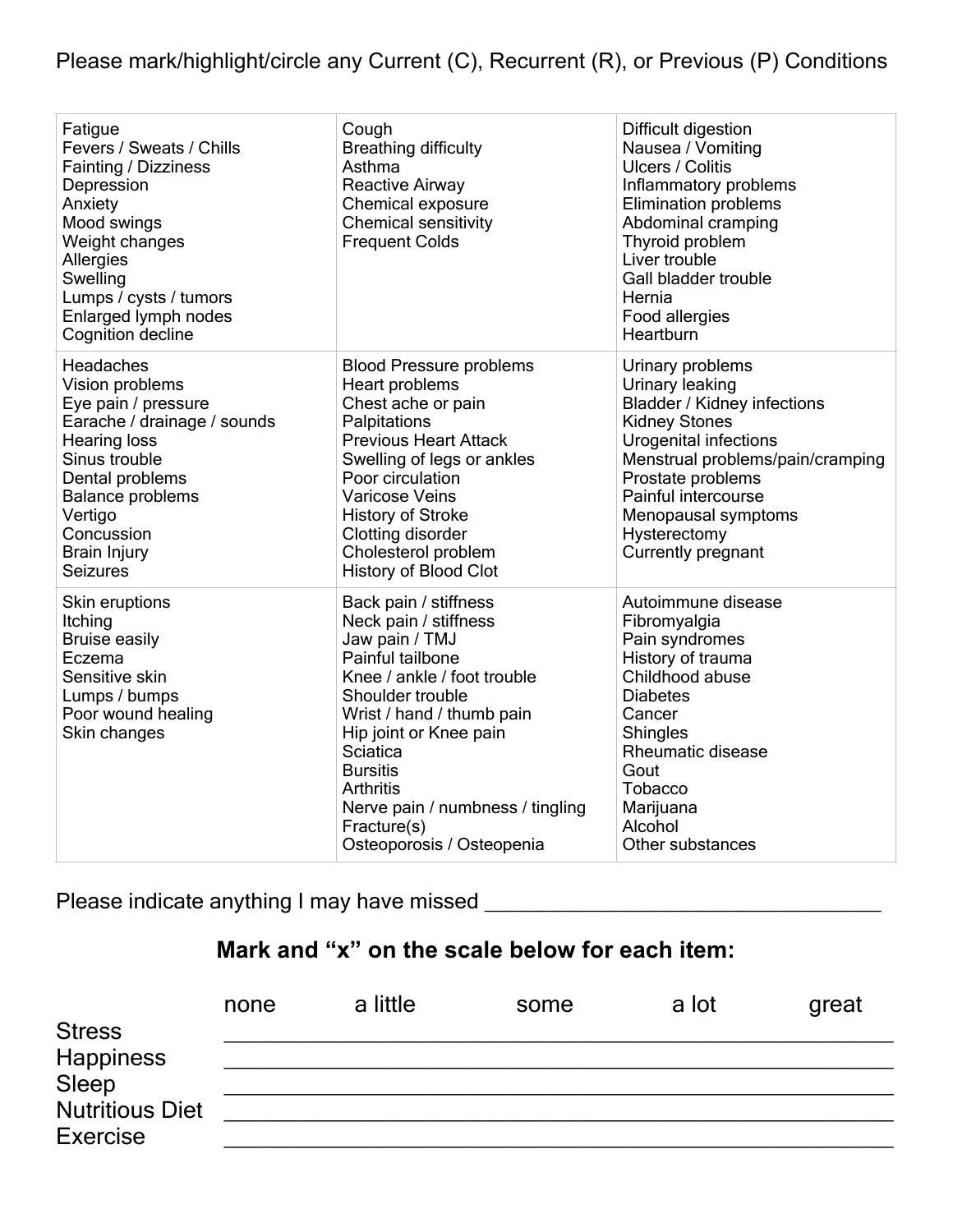Please mark/highlight/circle any Current (C), Recurrent (R), or Previous (P) Conditions

| | | |
|---|---|---|
| Fatigue<br>Fevers / Sweats / Chills<br>Fainting / Dizziness<br>Depression<br>Anxiety<br>Mood swings<br>Weight changes<br>Allergies<br>Swelling<br>Lumps / cysts / tumors<br>Enlarged lymph nodes<br>Cognition decline | Cough<br>Breathing difficulty<br>Asthma<br>Reactive Airway<br>Chemical exposure<br>Chemical sensitivity<br>Frequent Colds | Difficult digestion<br>Nausea / Vomiting<br>Ulcers / Colitis<br>Inflammatory problems<br>Elimination problems<br>Abdominal cramping<br>Thyroid problem<br>Liver trouble<br>Gall bladder trouble<br>Hernia<br>Food allergies<br>Heartburn |
| Headaches<br>Vision problems<br>Eye pain / pressure<br>Earache / drainage / sounds<br>Hearing loss<br>Sinus trouble<br>Dental problems<br>Balance problems<br>Vertigo<br>Concussion<br>Brain Injury<br>Seizures | Blood Pressure problems<br>Heart problems<br>Chest ache or pain<br>Palpitations<br>Previous Heart Attack<br>Swelling of legs or ankles<br>Poor circulation<br>Varicose Veins<br>History of Stroke<br>Clotting disorder<br>Cholesterol problem<br>History of Blood Clot | Urinary problems<br>Urinary leaking<br>Bladder / Kidney infections<br>Kidney Stones<br>Urogenital infections<br>Menstrual problems/pain/cramping<br>Prostate problems<br>Painful intercourse<br>Menopausal symptoms<br>Hysterectomy<br>Currently pregnant |
| Skin eruptions<br>Itching<br>Bruise easily<br>Eczema<br>Sensitive skin<br>Lumps / bumps<br>Poor wound healing<br>Skin changes | Back pain / stiffness<br>Neck pain / stiffness<br>Jaw pain / TMJ<br>Painful tailbone<br>Knee / ankle / foot trouble<br>Shoulder trouble<br>Wrist / hand / thumb pain<br>Hip joint or Knee pain<br>Sciatica<br>Bursitis<br>Arthritis<br>Nerve pain / numbness / tingling<br>Fracture(s)<br>Osteoporosis / Osteopenia | Autoimmune disease<br>Fibromyalgia<br>Pain syndromes<br>History of trauma<br>Childhood abuse<br>Diabetes<br>Cancer<br>Shingles<br>Rheumatic disease<br>Gout<br>Tobacco<br>Marijuana<br>Alcohol<br>Other substances |

Please indicate anything I may have missed ___________________________________

## Mark and "x" on the scale below for each item:

| | none | a little | some | a lot | great |
|---|---|---|---|---|---|
| Stress | | | | | |
| Happiness | | | | | |
| Sleep | | | | | |
| Nutritious Diet | | | | | |
| Exercise | | | | | |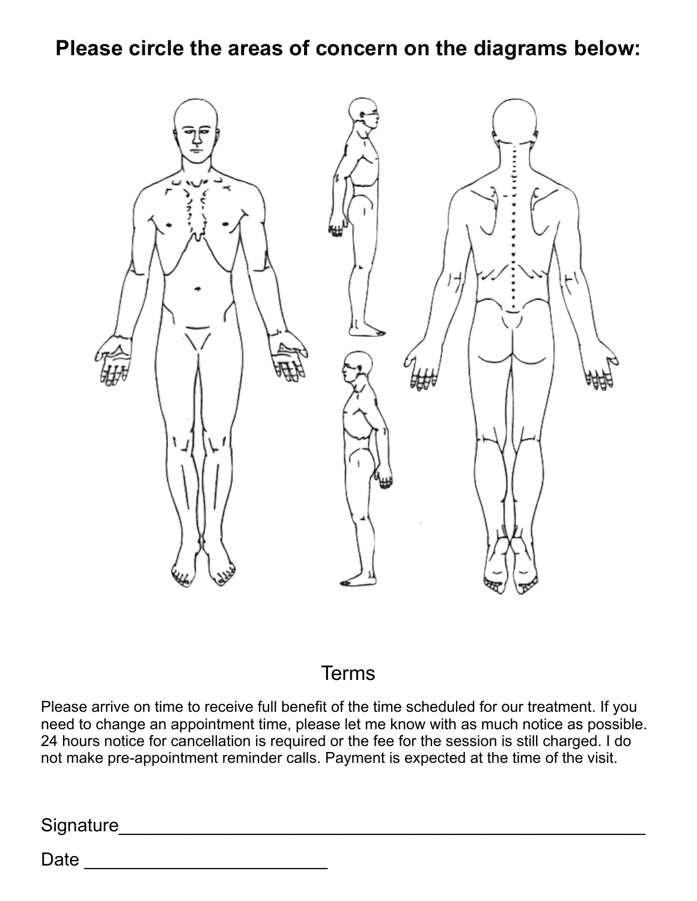**Please circle the areas of concern on the diagrams below:**

Terms

Please arrive on time to receive full benefit of the time scheduled for our treatment. If you need to change an appointment time, please let me know with as much notice as possible. 24 hours notice for cancellation is required or the fee for the session is still charged. I do not make pre-appointment reminder calls. Payment is expected at the time of the visit.

Signature_______________________________________________________

Date ________________________